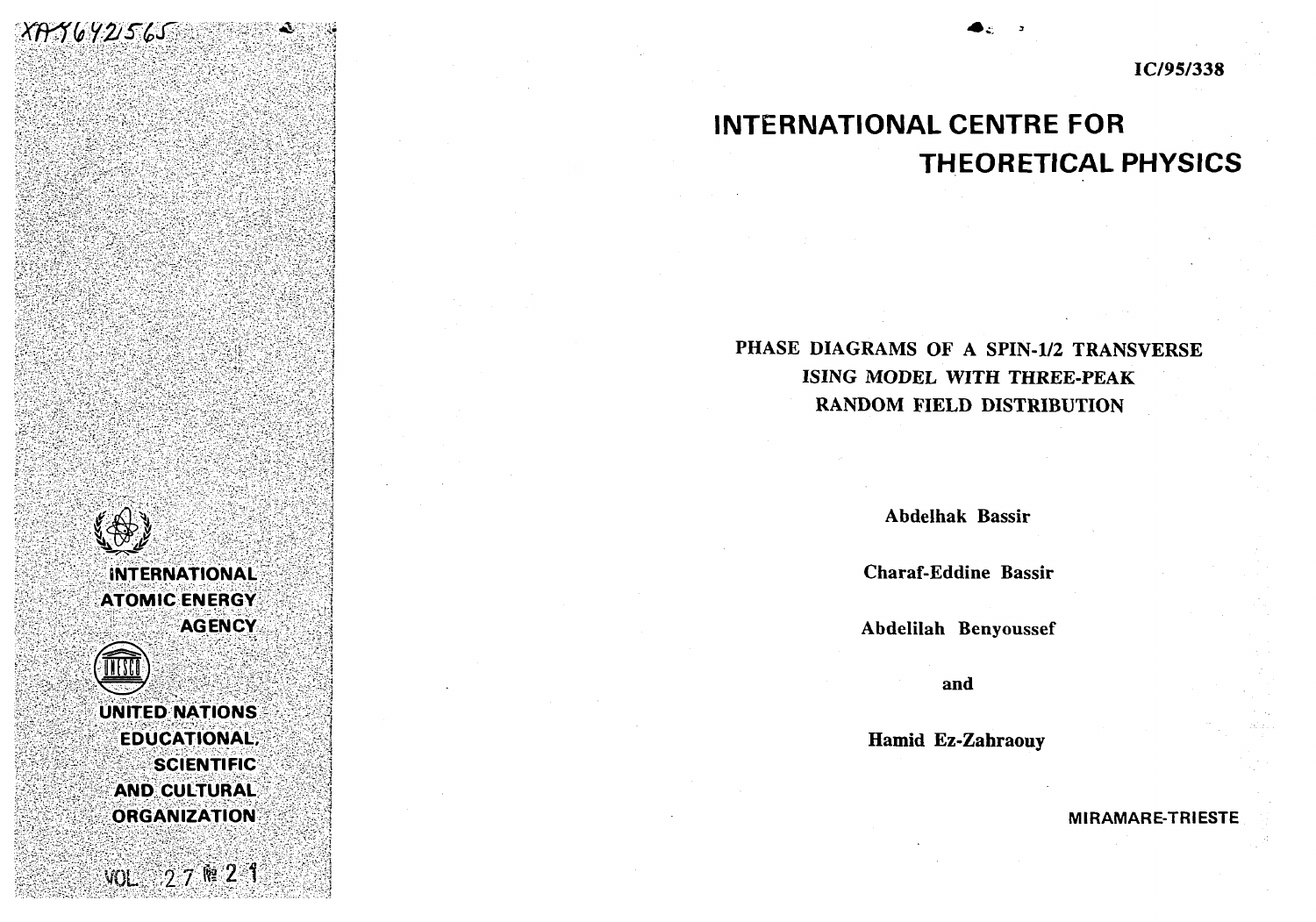XA9642565

IC/95/338

# INTERNATIONAL CENTRE FOR THEORETICAL PHYSICS

## PHASE DIAGRAMS OF A SPIN-1/2 TRANSVERSE ISING MODEL WITH THREE-PEAK RANDOM FIELD DISTRIBUTION

**Abdelhak Bassir**

**Charaf-Eddine Bassir**

**Abdelilah Benyoussef**

**and**

**Hamid Ez-Zahraouy**

INTERNATIONAL ATOMIC ENERGY AGENCY

UNITED NATIONS EDUCATIONAL, SCIENTIFIC AND CULTURAL ORGANIZATION

MIRAMARE-TRIESTE

VOL 27 № 21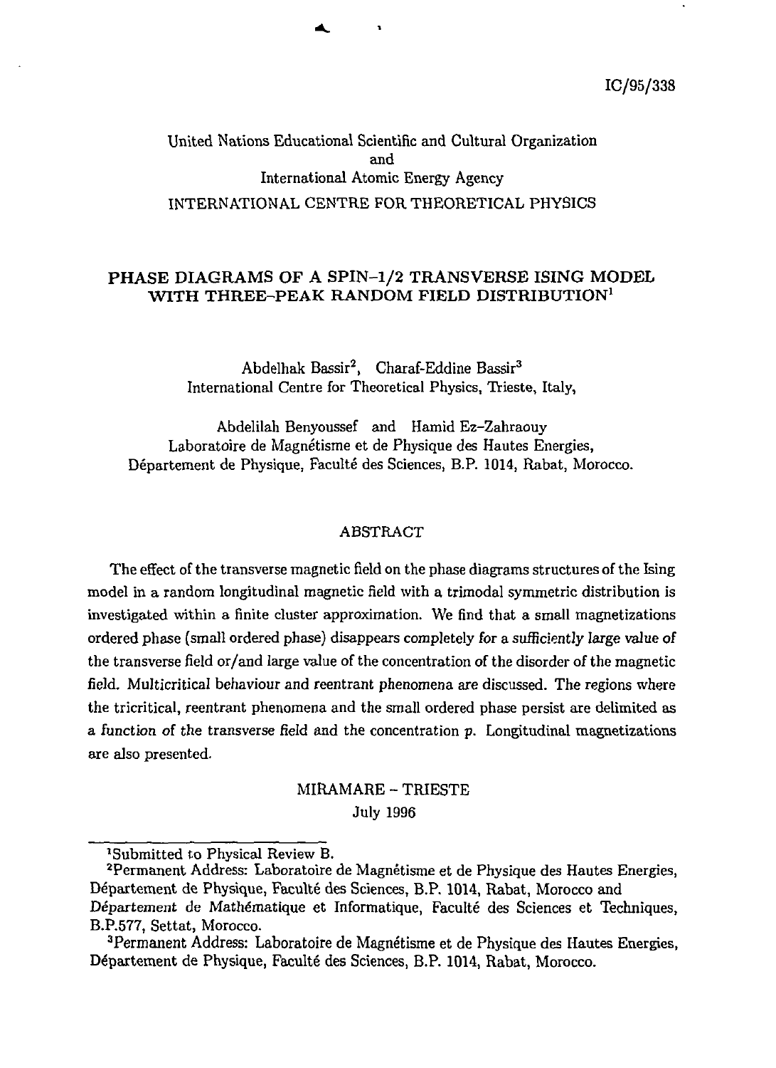IC/95/338

United Nations Educational Scientific and Cultural Organization
and
International Atomic Energy Agency
INTERNATIONAL CENTRE FOR THEORETICAL PHYSICS

# PHASE DIAGRAMS OF A SPIN-1/2 TRANSVERSE ISING MODEL WITH THREE-PEAK RANDOM FIELD DISTRIBUTION[1]

Abdelhak Bassir[2], Charaf-Eddine Bassir[3]
International Centre for Theoretical Physics, Trieste, Italy,

Abdelilah Benyoussef and Hamid Ez-Zahraouy
Laboratoire de Magnétisme et de Physique des Hautes Energies,
Département de Physique, Faculté des Sciences, B.P. 1014, Rabat, Morocco.

## ABSTRACT

The effect of the transverse magnetic field on the phase diagrams structures of the Ising model in a random longitudinal magnetic field with a trimodal symmetric distribution is investigated within a finite cluster approximation. We find that a small magnetizations ordered phase (small ordered phase) disappears completely for a sufficiently large value of the transverse field or/and large value of the concentration of the disorder of the magnetic field. Multicritical behaviour and reentrant phenomena are discussed. The regions where the tricritical, reentrant phenomena and the small ordered phase persist are delimited as a function of the transverse field and the concentration $p$. Longitudinal magnetizations are also presented.

MIRAMARE – TRIESTE
July 1996

---

[1]Submitted to Physical Review B.

[2]Permanent Address: Laboratoire de Magnétisme et de Physique des Hautes Energies, Département de Physique, Faculté des Sciences, B.P. 1014, Rabat, Morocco and Département de Mathématique et Informatique, Faculté des Sciences et Techniques, B.P.577, Settat, Morocco.

[3]Permanent Address: Laboratoire de Magnétisme et de Physique des Hautes Energies, Département de Physique, Faculté des Sciences, B.P. 1014, Rabat, Morocco.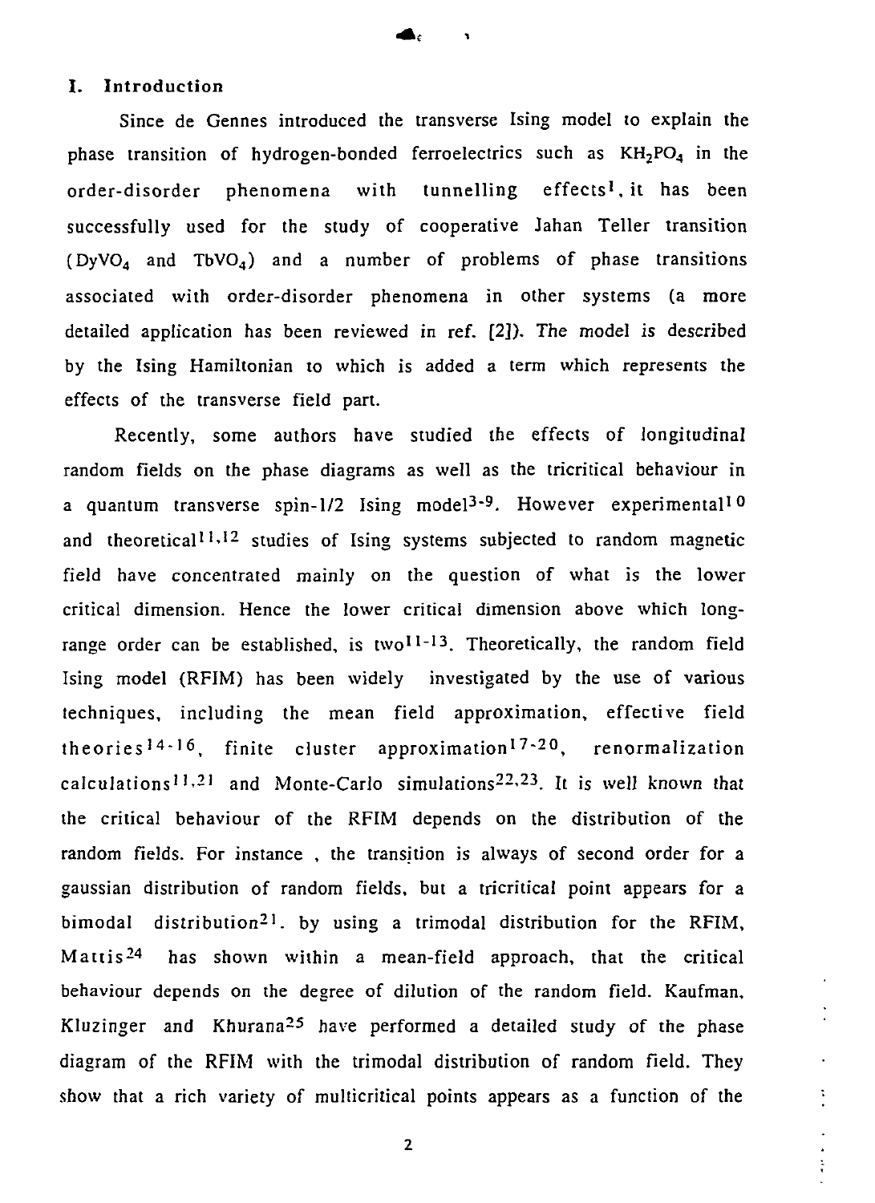## I. Introduction

Since de Gennes introduced the transverse Ising model to explain the phase transition of hydrogen-bonded ferroelectrics such as $KH_2PO_4$ in the order-disorder phenomena with tunnelling effects[1], it has been successfully used for the study of cooperative Jahan Teller transition ($DyVO_4$ and $TbVO_4$) and a number of problems of phase transitions associated with order-disorder phenomena in other systems (a more detailed application has been reviewed in ref. [2]). The model is described by the Ising Hamiltonian to which is added a term which represents the effects of the transverse field part.

Recently, some authors have studied the effects of longitudinal random fields on the phase diagrams as well as the tricritical behaviour in a quantum transverse spin-1/2 Ising model[3-9]. However experimental[10] and theoretical[11,12] studies of Ising systems subjected to random magnetic field have concentrated mainly on the question of what is the lower critical dimension. Hence the lower critical dimension above which long-range order can be established, is two[11-13]. Theoretically, the random field Ising model (RFIM) has been widely investigated by the use of various techniques, including the mean field approximation, effective field theories[14-16], finite cluster approximation[17-20], renormalization calculations[11,21] and Monte-Carlo simulations[22,23]. It is well known that the critical behaviour of the RFIM depends on the distribution of the random fields. For instance , the transition is always of second order for a gaussian distribution of random fields, but a tricritical point appears for a bimodal distribution[21]. by using a trimodal distribution for the RFIM, Mattis[24] has shown within a mean-field approach, that the critical behaviour depends on the degree of dilution of the random field. Kaufman, Kluzinger and Khurana[25] have performed a detailed study of the phase diagram of the RFIM with the trimodal distribution of random field. They show that a rich variety of multicritical points appears as a function of the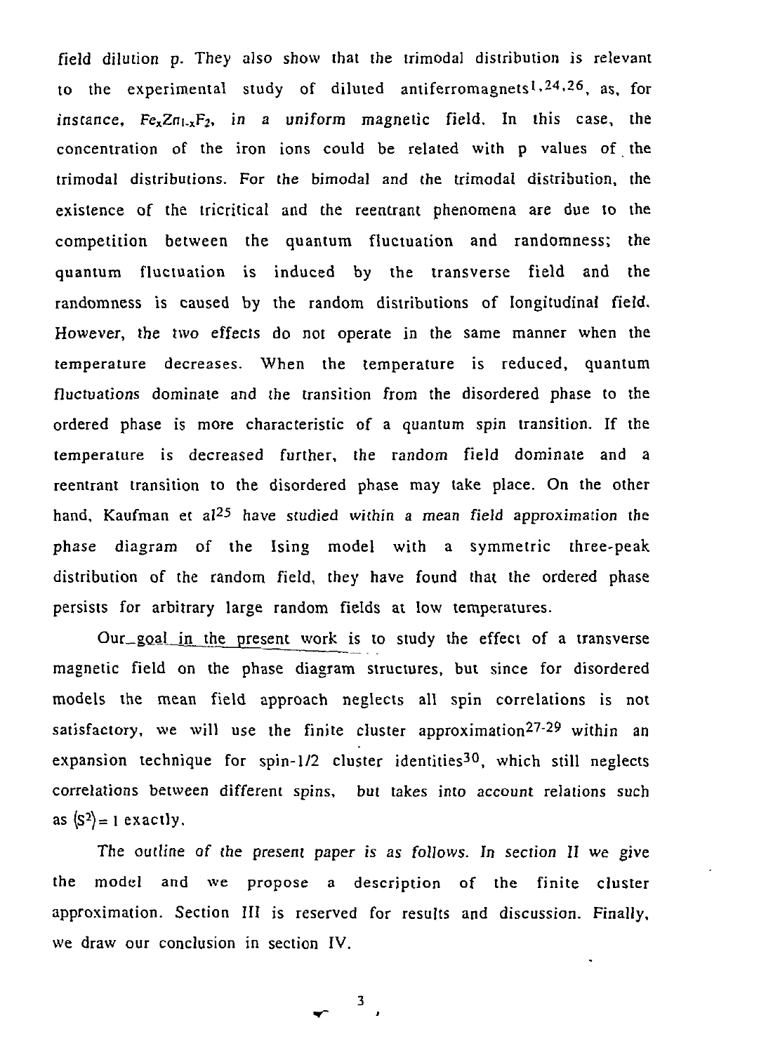field dilution p. They also show that the trimodal distribution is relevant to the experimental study of diluted antiferromagnets[1,24,26], as, for *instance*, $Fe_xZn_{1-x}F_2$, *in a uniform* magnetic field. In this case, the concentration of the iron ions could be related with p values of the trimodal distributions. For the bimodal and the trimodal distribution, the existence of the tricritical and the reentrant phenomena are due to the competition between the quantum fluctuation and randomness; the quantum fluctuation is induced by the transverse field and the randomness is caused by the random distributions of longitudinal field. However, the two effects do not operate in the same manner when the temperature decreases. When the temperature is reduced, quantum fluctuations dominate and the transition from the disordered phase to the ordered phase is more characteristic of a quantum spin transition. If the temperature is decreased further, the random field dominate and a reentrant transition to the disordered phase may take place. On the other hand, Kaufman et al[25] have *studied within a mean field approximation* the phase diagram of the Ising model with a symmetric three-peak distribution of the random field, they have found that the ordered phase persists for arbitrary large random fields at low temperatures.

Our goal in the present work is to study the effect of a transverse magnetic field on the phase diagram structures, but since for disordered models the mean field approach neglects all spin correlations is not satisfactory, we will use the finite cluster approximation[27-29] within an expansion technique for spin-1/2 cluster identities[30], which still neglects correlations between different spins, but takes into account relations such as $\langle S^2 \rangle = 1$ exactly.

*The outline of the present paper is as follows. In section II we give* the model and we propose a description of the finite cluster approximation. Section III is reserved for results and discussion. Finally, we draw our conclusion in section IV.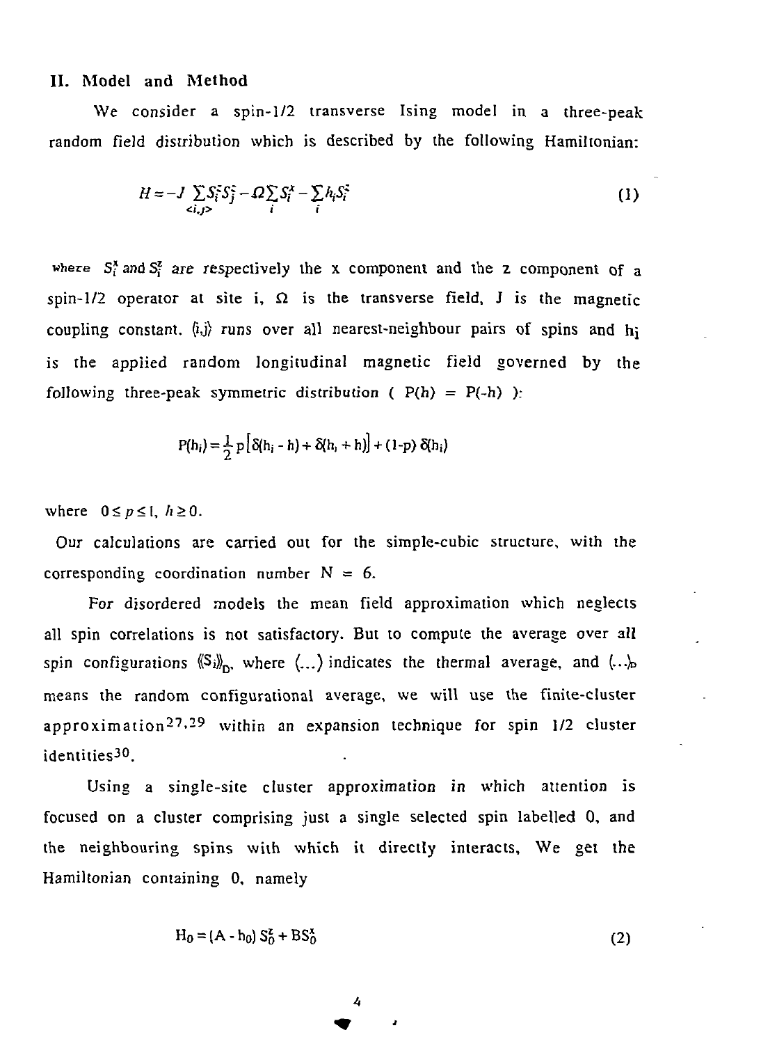## II. Model and Method

We consider a spin-1/2 transverse Ising model in a three-peak random field distribution which is described by the following Hamiltonian:

$$H = -J \sum_{<i,j>} S_i^z S_j^z - \Omega \sum_i S_i^x - \sum_i h_i S_i^z \tag{1}$$

where $S_i^x$ and $S_i^z$ are respectively the x component and the z component of a spin-1/2 operator at site i, $\Omega$ is the transverse field, J is the magnetic coupling constant. $\langle i,j \rangle$ runs over all nearest-neighbour pairs of spins and $h_i$ is the applied random longitudinal magnetic field governed by the following three-peak symmetric distribution ( $P(h) = P(-h)$ ):

$$P(h_i) = \frac{1}{2} p \left[ \delta(h_i - h) + \delta(h_i + h) \right] + (1-p)\, \delta(h_i)$$

where $0 \le p \le 1$, $h \ge 0$.

Our calculations are carried out for the simple-cubic structure, with the corresponding coordination number N = 6.

For disordered models the mean field approximation which neglects all spin correlations is not satisfactory. But to compute the average over all spin configurations $\langle\langle S_i \rangle\rangle_D$, where $\langle \ldots \rangle$ indicates the thermal average, and $\langle \ldots \rangle_D$ means the random configurational average, we will use the finite-cluster approximation[27,29] within an expansion technique for spin 1/2 cluster identities[30].

Using a single-site cluster approximation in which attention is focused on a cluster comprising just a single selected spin labelled 0, and the neighbouring spins with which it directly interacts, We get the Hamiltonian containing 0, namely

$$H_0 = (A - h_0)\, S_0^z + B S_0^x \tag{2}$$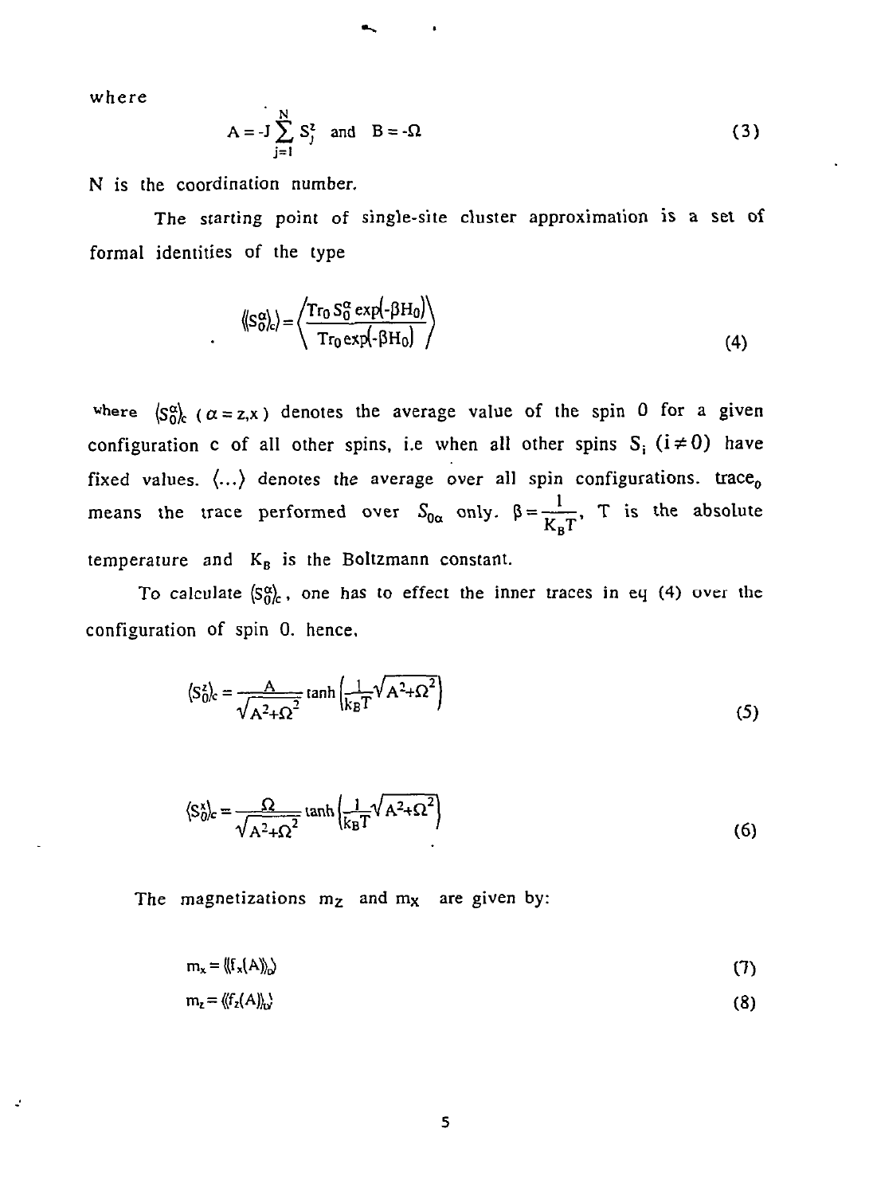where

$$A = -J\sum_{j=1}^{N} S_j^z \quad \text{and} \quad B = -\Omega \tag{3}$$

N is the coordination number.

The starting point of single-site cluster approximation is a set of formal identities of the type

$$\langle\langle S_0^\alpha \rangle_c\rangle = \left\langle \frac{\mathrm{Tr}_0\, S_0^\alpha \exp(-\beta H_0)}{\mathrm{Tr}_0 \exp(-\beta H_0)} \right\rangle \tag{4}$$

where $\langle S_0^\alpha \rangle_c$ ( $\alpha = z,x$ ) denotes the average value of the spin 0 for a given configuration c of all other spins, i.e when all other spins $S_i$ $(i \neq 0)$ have fixed values. $\langle \ldots \rangle$ denotes the average over all spin configurations. $\mathrm{trace}_0$ means the trace performed over $S_{0\alpha}$ only. $\beta = \frac{1}{K_B T}$, T is the absolute temperature and $K_B$ is the Boltzmann constant.

To calculate $\langle S_0^\alpha \rangle_c$, one has to effect the inner traces in eq (4) over the configuration of spin 0. hence,

$$\langle S_0^z \rangle_c = \frac{A}{\sqrt{A^2+\Omega^2}} \tanh\left(\frac{1}{k_B T}\sqrt{A^2+\Omega^2}\right) \tag{5}$$

$$\langle S_0^x \rangle_c = \frac{\Omega}{\sqrt{A^2+\Omega^2}} \tanh\left(\frac{1}{k_B T}\sqrt{A^2+\Omega^2}\right) \tag{6}$$

The magnetizations $m_Z$ and $m_X$ are given by:

$$m_x = \langle\langle f_x(A) \rangle_\Omega\rangle \tag{7}$$

$$m_z = \langle\langle f_z(A) \rangle_\Omega\rangle \tag{8}$$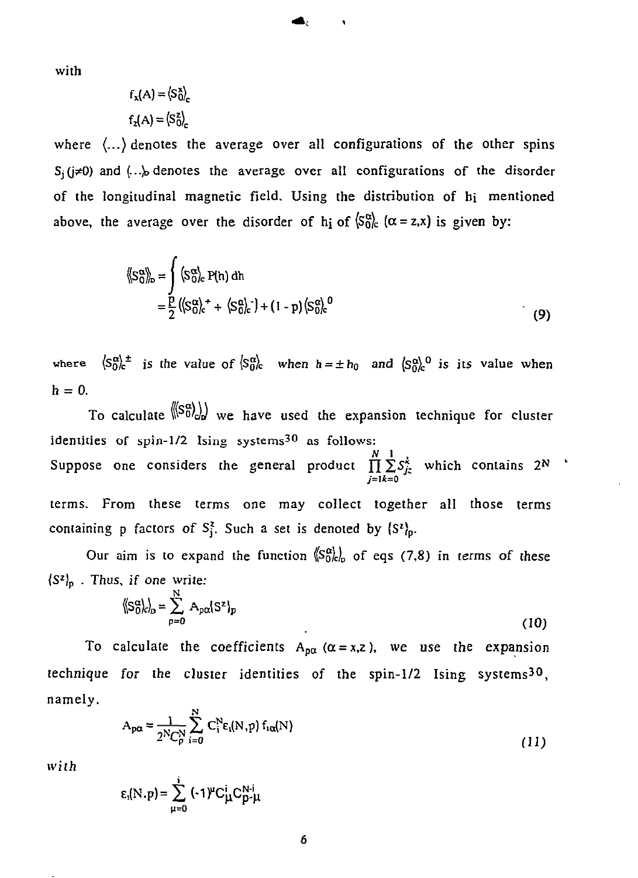with

$$f_x(A) = \langle S_0^x \rangle_c$$

$$f_z(A) = \langle S_0^z \rangle_c$$

where $\langle \ldots \rangle$ denotes the average over all configurations of the other spins $S_j$ ($j \neq 0$) and $\langle \ldots \rangle_D$ denotes the average over all configurations of the disorder of the longitudinal magnetic field. Using the distribution of $h_i$ mentioned above, the average over the disorder of $h_i$ of $\langle S_0^\alpha \rangle_c$ ($\alpha = z,x$) is given by:

$$\langle\langle S_0^\alpha \rangle\rangle_D = \int \langle S_0^\alpha \rangle_c P(h)\, dh$$
$$= \frac{p}{2}\left(\langle S_0^\alpha \rangle_c^{+} + \langle S_0^\alpha \rangle_c^{-}\right) + (1-p)\langle S_0^\alpha \rangle_c^{0} \tag{9}$$

where $\langle S_0^\alpha \rangle_c^{\pm}$ is the value of $\langle S_0^\alpha \rangle_c$ when $h = \pm h_0$ and $\langle S_0^\alpha \rangle_c^{0}$ is its value when $h = 0$.

To calculate $\langle\langle S_0^\alpha \rangle_c\rangle_D$ we have used the expansion technique for cluster identities of spin-1/2 Ising systems[30] as follows:

Suppose one considers the general product $\prod_{j=1}^{N} \sum_{k=0}^{1} S_{jz}^{k}$ which contains $2^N$ terms. From these terms one may collect together all those terms containing p factors of $S_j^z$. Such a set is denoted by $\{S^z\}_p$.

Our aim is to expand the function $\langle\langle S_0^\alpha \rangle_c\rangle_D$ of eqs (7,8) in terms of these $\{S^z\}_p$. *Thus, if one write:*

$$\langle\langle S_0^\alpha \rangle_c\rangle_D = \sum_{p=0}^{N} A_{p\alpha}\{S^z\}_p \tag{10}$$

To calculate the coefficients $A_{p\alpha}$ ($\alpha = x,z$), we use the expansion technique for the cluster identities of the spin-1/2 Ising systems[30], namely.

$$A_{p\alpha} = \frac{1}{2^N C_p^N} \sum_{i=0}^{N} C_i^N \varepsilon_i(N,p)\, f_{i\alpha}(N) \tag{11}$$

*with*

$$\varepsilon_i(N,p) = \sum_{\mu=0}^{i} (-1)^{\mu} C_{\mu}^{i} C_{p-\mu}^{N-i}$$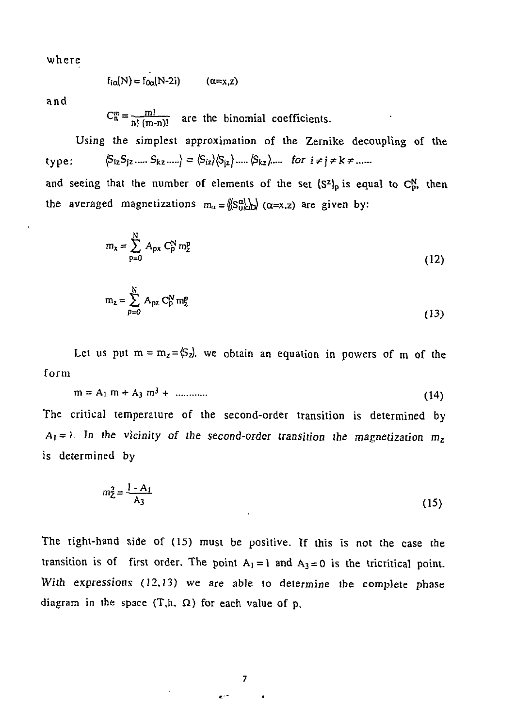where

$$f_{i\alpha}(N) = f_{0\alpha}(N-2i) \qquad (\alpha = x,z)$$

and

$$C_n^m = \frac{m!}{n!\,(m-n)!} \quad \text{are the binomial coefficients.}$$

Using the simplest approximation of the Zernike decoupling of the type: $\langle S_{iz} S_{jz} \ldots\ldots S_{kz} \ldots\ldots \rangle \equiv \langle S_{iz} \rangle \langle S_{jz} \rangle \ldots\ldots \langle S_{kz} \rangle \ldots\ldots$ *for* $i \neq j \neq k \neq \ldots\ldots$

and seeing that the number of elements of the set $\{S^z\}_p$ is equal to $C_p^N$, then the averaged magnetizations $m_\alpha = \langle\langle S_0^\alpha \rangle_c \rangle_D$ $(\alpha = x,z)$ are given by:

$$m_x = \sum_{p=0}^{N} A_{px} \, C_p^N \, m_z^p \tag{12}$$

$$m_z = \sum_{p=0}^{N} A_{pz} \, C_p^N \, m_z^p \tag{13}$$

Let us put $m = m_z = \langle S_z \rangle$. we obtain an equation in powers of m of the form

$$m = A_1 \, m + A_3 \, m^3 + \ldots\ldots\ldots\ldots \tag{14}$$

The critical temperature of the second-order transition is determined by $A_1 = 1$. *In the vicinity of the second-order transition the magnetization* $m_z$ is determined by

$$m_z^2 = \frac{1 - A_1}{A_3} \tag{15}$$

The right-hand side of (15) must be positive. If this is not the case the transition is of first order. The point $A_1 = 1$ and $A_3 = 0$ is the tricritical point. *With expressions* (12,13) *we are able to determine* the complete phase diagram in the space $(T, h, \Omega)$ for each value of p.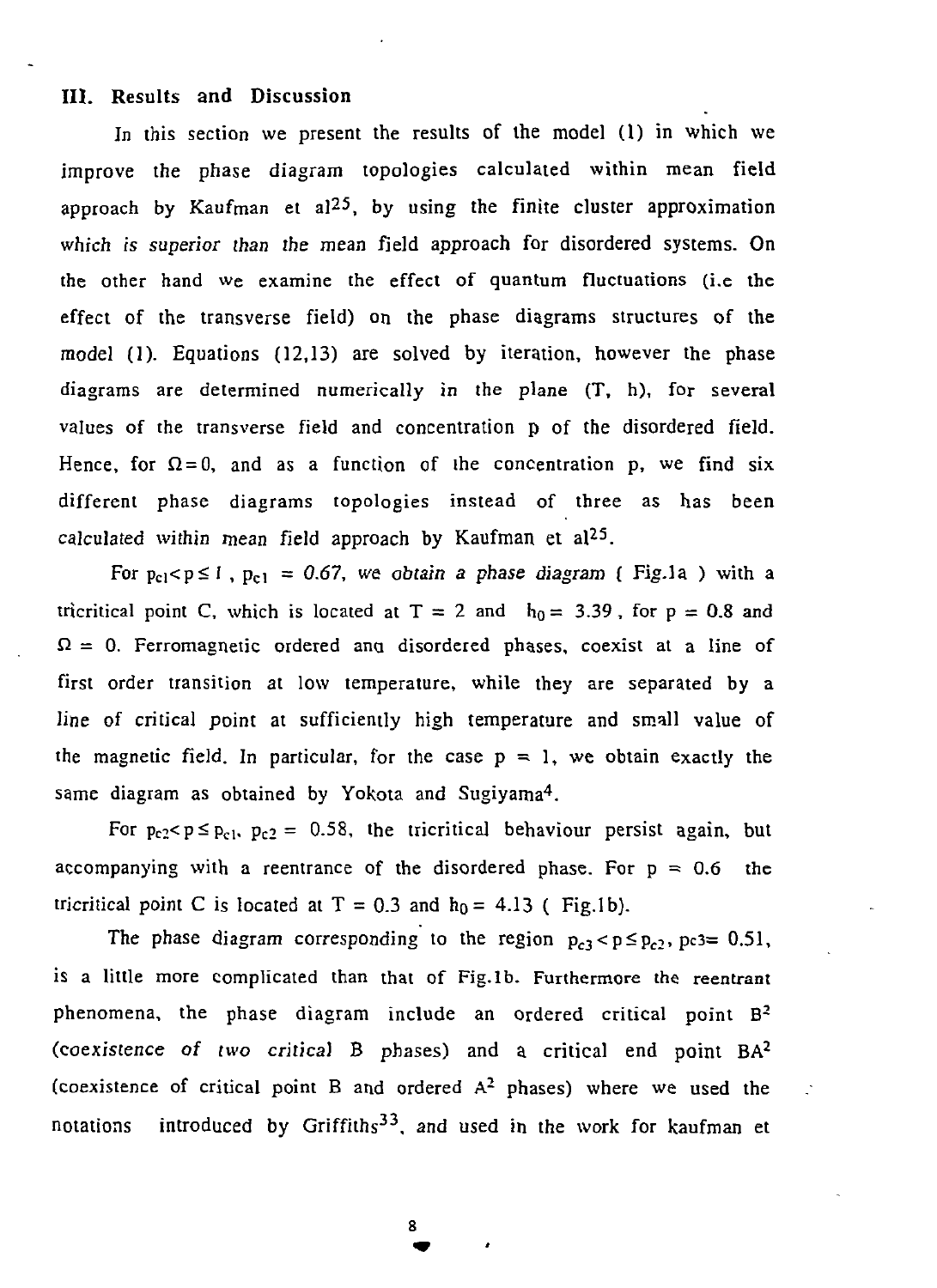## III. Results and Discussion

In this section we present the results of the model (1) in which we improve the phase diagram topologies calculated within mean field approach by Kaufman et al[25], by using the finite cluster approximation which *is superior than the* mean field approach for disordered systems. On the other hand we examine the effect of quantum fluctuations (i.e the effect of the transverse field) on the phase diagrams structures of the model (1). Equations (12,13) are solved by iteration, however the phase diagrams are determined numerically in the plane (T, h), for several values of the transverse field and concentration p of the disordered field. Hence, for $\Omega = 0$, and as a function of the concentration p, we find six different phase diagrams topologies instead of three as has been calculated within mean field approach by Kaufman et al[25].

For $p_{c1} < p \leq 1$ , $p_{c1} = 0.67$, *we obtain a phase diagram* ( Fig.1a ) with a tricritical point C, which is located at $T = 2$ and $h_0 = 3.39$ , for $p = 0.8$ and $\Omega = 0$. Ferromagnetic ordered anu disordered phases, coexist at a line of first order transition at low temperature, while they are separated by a line of critical point at sufficiently high temperature and small value of the magnetic field. In particular, for the case $p = 1$, we obtain exactly the same diagram as obtained by Yokota and Sugiyama[4].

For $p_{c2} < p \leq p_{c1}$, $p_{c2} = 0.58$, the tricritical behaviour persist again, but accompanying with a reentrance of the disordered phase. For $p = 0.6$ the tricritical point C is located at $T = 0.3$ and $h_0 = 4.13$ ( Fig.1b).

The phase diagram corresponding to the region $p_{c3} < p \leq p_{c2}$, $p_{c3} = 0.51$, is a little more complicated than that of Fig.1b. Furthermore the reentrant phenomena, the phase diagram include an ordered critical point $B^2$ (*coexistence of two critical* B phases) and a critical end point $BA^2$ (coexistence of critical point B and ordered $A^2$ phases) where we used the notations introduced by Griffiths[33], and used in the work for kaufman et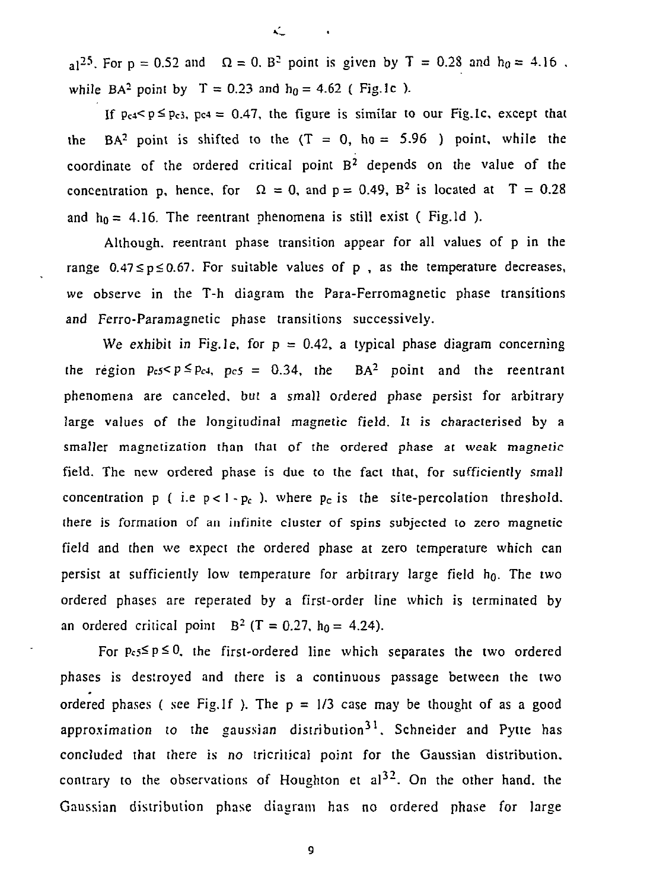al[25]. For $p = 0.52$ and $\Omega = 0$. $B^2$ point is given by $T = 0.28$ and $h_0 = 4.16$ , while $BA^2$ point by $T = 0.23$ and $h_0 = 4.62$ ( Fig.1c ).

If $p_{c4} < p \leq p_{c3}$, $p_{c4} = 0.47$, the figure is similar to our Fig.1c, except that the $BA^2$ point is shifted to the ($T = 0$, $h_0 = 5.96$ ) point, while the coordinate of the ordered critical point $B^2$ depends on the value of the concentration p, hence, for $\Omega = 0$, and $p = 0.49$, $B^2$ is located at $T = 0.28$ and $h_0 = 4.16$. The reentrant phenomena is still exist ( Fig.1d ).

Although, reentrant phase transition appear for all values of p in the range $0.47 \leq p \leq 0.67$. For suitable values of p , as the temperature decreases, we observe in the T-h diagram the Para-Ferromagnetic phase transitions and Ferro-Paramagnetic phase transitions successively.

We exhibit in Fig.1e, for $p = 0.42$, a typical phase diagram concerning the region $p_{c5} < p \leq p_{c4}$, $p_{c5} = 0.34$, the $BA^2$ point and the reentrant phenomena are canceled, but a small ordered phase persist for arbitrary large values of the longitudinal magnetic field. It is characterised by a smaller magnetization than that of the ordered phase at weak magnetic field. The new ordered phase is due to the fact that, for sufficiently small concentration p ( i.e $p < 1 - p_c$ ), where $p_c$ is the site-percolation threshold, there is formation of an infinite cluster of spins subjected to zero magnetic field and then we expect the ordered phase at zero temperature which can persist at sufficiently low temperature for arbitrary large field $h_0$. The two ordered phases are reperated by a first-order line which is terminated by an ordered critical point $B^2$ ($T = 0.27$, $h_0 = 4.24$).

For $p_{c5} \leq p \leq 0$, the first-ordered line which separates the two ordered phases is destroyed and there is a continuous passage between the two ordered phases ( see Fig.1f ). The $p = 1/3$ case may be thought of as a good approximation to the gaussian distribution[31]. Schneider and Pytte has concluded that there is no tricritical point for the Gaussian distribution, contrary to the observations of Houghton et al[32]. On the other hand, the Gaussian distribution phase diagram has no ordered phase for large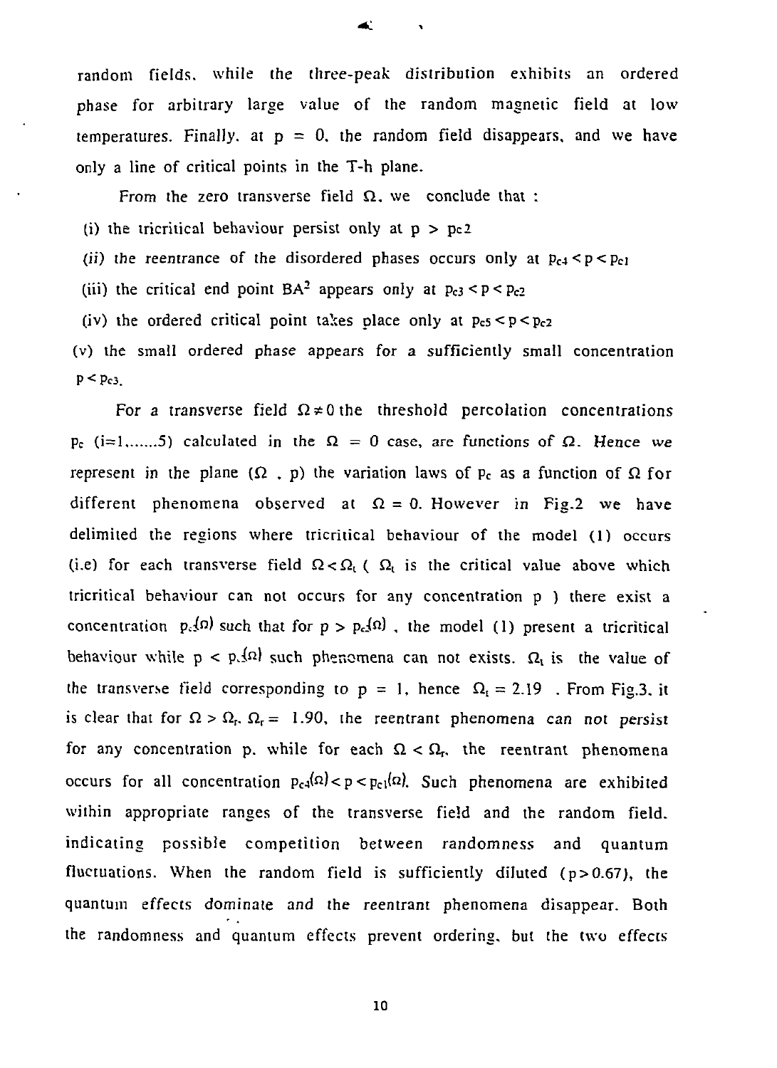random fields, while the three-peak distribution exhibits an ordered phase for arbitrary large value of the random magnetic field at low temperatures. Finally, at $p = 0$, the random field disappears, and we have only a line of critical points in the T-h plane.

From the zero transverse field $\Omega$, we conclude that :

(i) the tricritical behaviour persist only at $p > p_{c2}$

(ii) the reentrance of the disordered phases occurs only at $p_{c4} < p < p_{c1}$

(iii) the critical end point $BA^2$ appears only at $p_{c3} < p < p_{c2}$

(iv) the ordered critical point takes place only at $p_{c5} < p < p_{c2}$

(v) the small ordered phase appears for a sufficiently small concentration $p < p_{c3}$.

For a transverse field $\Omega \neq 0$ the threshold percolation concentrations $p_c$ (i=1,......5) calculated in the $\Omega = 0$ case, are functions of $\Omega$. Hence we represent in the plane ($\Omega$ , p) the variation laws of $p_c$ as a function of $\Omega$ for different phenomena observed at $\Omega = 0$. However in Fig.2 we have delimited the regions where tricritical behaviour of the model (1) occurs (i.e) for each transverse field $\Omega < \Omega_t$ ( $\Omega_t$ is the critical value above which tricritical behaviour can not occurs for any concentration p ) there exist a concentration $p_c(\Omega)$ such that for $p > p_c(\Omega)$ , the model (1) present a tricritical behaviour while $p < p_c(\Omega)$ such phenomena can not exists. $\Omega_t$ is the value of the transverse field corresponding to $p = 1$, hence $\Omega_t = 2.19$ . From Fig.3, it is clear that for $\Omega > \Omega_r$, $\Omega_r = 1.90$, the reentrant phenomena can not persist for any concentration p, while for each $\Omega < \Omega_r$, the reentrant phenomena occurs for all concentration $p_{c4}(\Omega) < p < p_{c1}(\Omega)$. Such phenomena are exhibited within appropriate ranges of the transverse field and the random field, indicating possible competition between randomness and quantum fluctuations. When the random field is sufficiently diluted ($p > 0.67$), the quantum effects dominate and the reentrant phenomena disappear. Both the randomness and quantum effects prevent ordering, but the two effects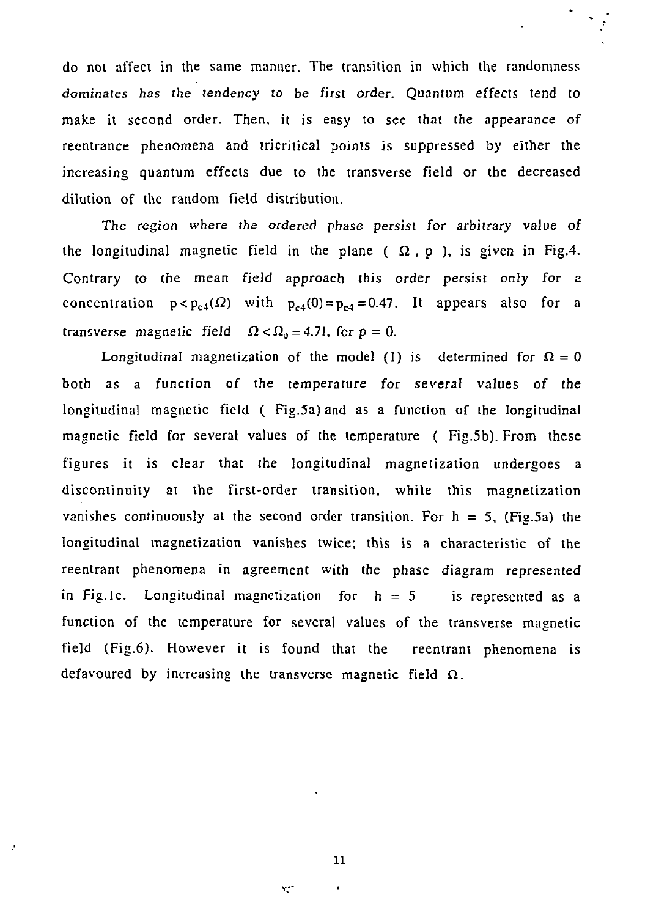do not affect in the same manner. The transition in which the randomness *dominates has the tendency to be first order*. Quantum effects tend to make it second order. Then, it is easy to see that the appearance of reentrance phenomena and tricritical points is suppressed by either the increasing quantum effects due to the transverse field or the decreased dilution of the random field distribution.

*The region where the ordered phase persist* for arbitrary value of the longitudinal magnetic field in the plane ( $\Omega$ , p ), is given in Fig.4. Contrary to the mean *field approach this order persist only* for a concentration $p < p_{c4}(\Omega)$ with $p_{c4}(0) = p_{c4} = 0.47$. It appears also for a *transverse magnetic field* $\Omega < \Omega_0 = 4.71$, *for* $p = 0$.

Longitudinal magnetization of the model (1) is determined for $\Omega = 0$ both as a *function* of the temperature for several values of the longitudinal magnetic field ( Fig.5a) and as a function of the longitudinal magnetic field for several values of the temperature ( Fig.5b). From these figures it is clear that the longitudinal magnetization undergoes a discontinuity at the first-order transition, while this magnetization vanishes continuously at the second order transition. For h = 5, (Fig.5a) the longitudinal magnetization vanishes twice; this is a characteristic of the reentrant phenomena in agreement with the phase *diagram represented* in Fig.1c. Longitudinal magnetization for h = 5 is represented as a function of the temperature for several values of the transverse magnetic field (Fig.6). However it is found that the reentrant phenomena is defavoured by increasing the transverse magnetic field $\Omega$.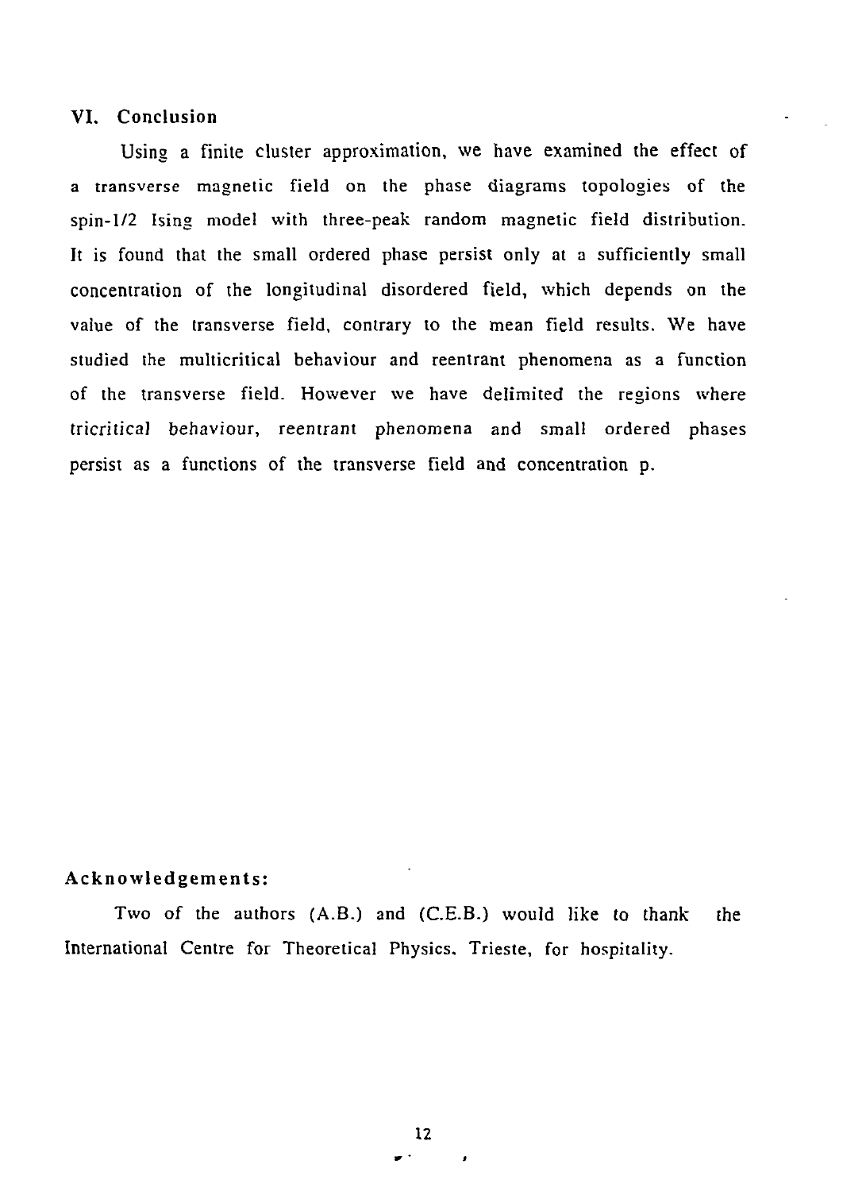## VI. Conclusion

Using a finite cluster approximation, we have examined the effect of a transverse magnetic field on the phase diagrams topologies of the spin-1/2 Ising model with three-peak random magnetic field distribution. It is found that the small ordered phase persist only at a sufficiently small concentration of the longitudinal disordered field, which depends on the value of the transverse field, contrary to the mean field results. We have studied the multicritical behaviour and reentrant phenomena as a function of the transverse field. However we have delimited the regions where tricritical behaviour, reentrant phenomena and small ordered phases persist as a functions of the transverse field and concentration p.

**Acknowledgements:**

Two of the authors (A.B.) and (C.E.B.) would like to thank the International Centre for Theoretical Physics, Trieste, for hospitality.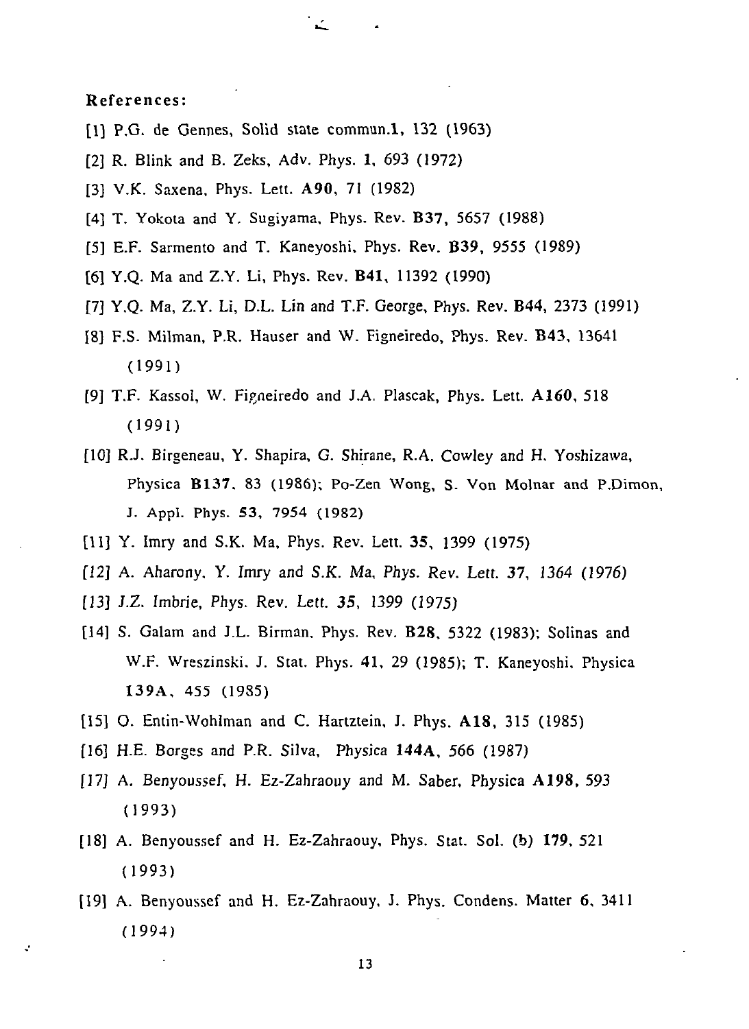## References:

[1] P.G. de Gennes, Solid state commun.**1**, 132 (1963)

[2] R. Blink and B. Zeks, Adv. Phys. **1**, 693 (1972)

[3] V.K. Saxena, Phys. Lett. **A90**, 71 (1982)

[4] T. Yokota and Y. Sugiyama, Phys. Rev. **B37**, 5657 (1988)

[5] E.F. Sarmento and T. Kaneyoshi, Phys. Rev. **B39**, 9555 (1989)

[6] Y.Q. Ma and Z.Y. Li, Phys. Rev. **B41**, 11392 (1990)

[7] Y.Q. Ma, Z.Y. Li, D.L. Lin and T.F. George, Phys. Rev. **B44**, 2373 (1991)

[8] F.S. Milman, P.R. Hauser and W. Figneiredo, Phys. Rev. **B43**, 13641 (1991)

[9] T.F. Kassol, W. Figneiredo and J.A. Plascak, Phys. Lett. **A160**, 518 (1991)

[10] R.J. Birgeneau, Y. Shapira, G. Shirane, R.A. Cowley and H. Yoshizawa, Physica **B137**, 83 (1986); Po-Zen Wong, S. Von Molnar and P.Dimon, J. Appl. Phys. **53**, 7954 (1982)

[11] Y. Imry and S.K. Ma, Phys. Rev. Lett. **35**, 1399 (1975)

[12] A. Aharony, Y. Imry and S.K. Ma, Phys. Rev. Lett. **37**, 1364 (1976)

[13] J.Z. Imbrie, Phys. Rev. Lett. **35**, 1399 (1975)

[14] S. Galam and J.L. Birman, Phys. Rev. **B28**, 5322 (1983); Solinas and W.F. Wreszinski, J. Stat. Phys. **41**, 29 (1985); T. Kaneyoshi, Physica **139A**, 455 (1985)

[15] O. Entin-Wohlman and C. Hartztein, J. Phys. **A18**, 315 (1985)

[16] H.E. Borges and P.R. Silva, Physica **144A**, 566 (1987)

[17] A. Benyoussef, H. Ez-Zahraouy and M. Saber, Physica **A198**, 593 (1993)

[18] A. Benyoussef and H. Ez-Zahraouy, Phys. Stat. Sol. (b) **179**, 521 (1993)

[19] A. Benyoussef and H. Ez-Zahraouy, J. Phys. Condens. Matter **6**, 3411 (1994)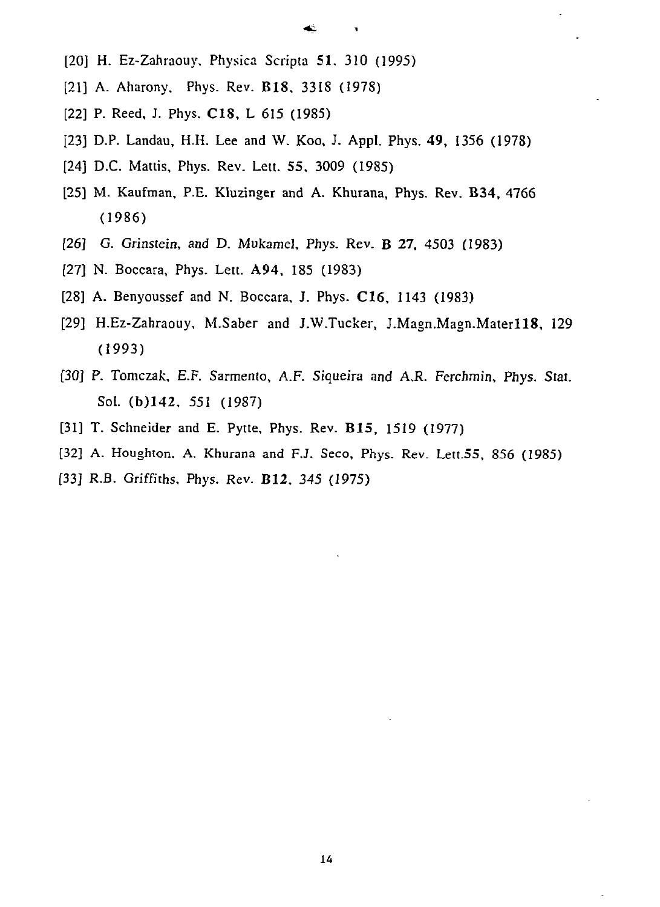[20] H. Ez-Zahraouy, Physica Scripta **51**, 310 (1995)

[21] A. Aharony, Phys. Rev. **B18**, 3318 (1978)

[22] P. Reed, J. Phys. **C18**, L 615 (1985)

[23] D.P. Landau, H.H. Lee and W. Koo, J. Appl. Phys. **49**, 1356 (1978)

[24] D.C. Mattis, Phys. Rev. Lett. **55**, 3009 (1985)

[25] M. Kaufman, P.E. Kluzinger and A. Khurana, Phys. Rev. **B34**, 4766 (1986)

[26] G. Grinstein, and D. Mukamel, Phys. Rev. **B 27**, 4503 (1983)

[27] N. Boccara, Phys. Lett. **A94**, 185 (1983)

[28] A. Benyoussef and N. Boccara, J. Phys. **C16**, 1143 (1983)

[29] H.Ez-Zahraouy, M.Saber and J.W.Tucker, J.Magn.Magn.Mater**118**, 129 (1993)

[30] P. Tomczak, E.F. Sarmento, A.F. Siqueira and A.R. Ferchmin, Phys. Stat. Sol. **(b)142**, 551 (1987)

[31] T. Schneider and E. Pytte, Phys. Rev. **B15**, 1519 (1977)

[32] A. Houghton, A. Khurana and F.J. Seco, Phys. Rev. Lett.**55**, 856 (1985)

[33] R.B. Griffiths, Phys. Rev. **B12**, 345 (1975)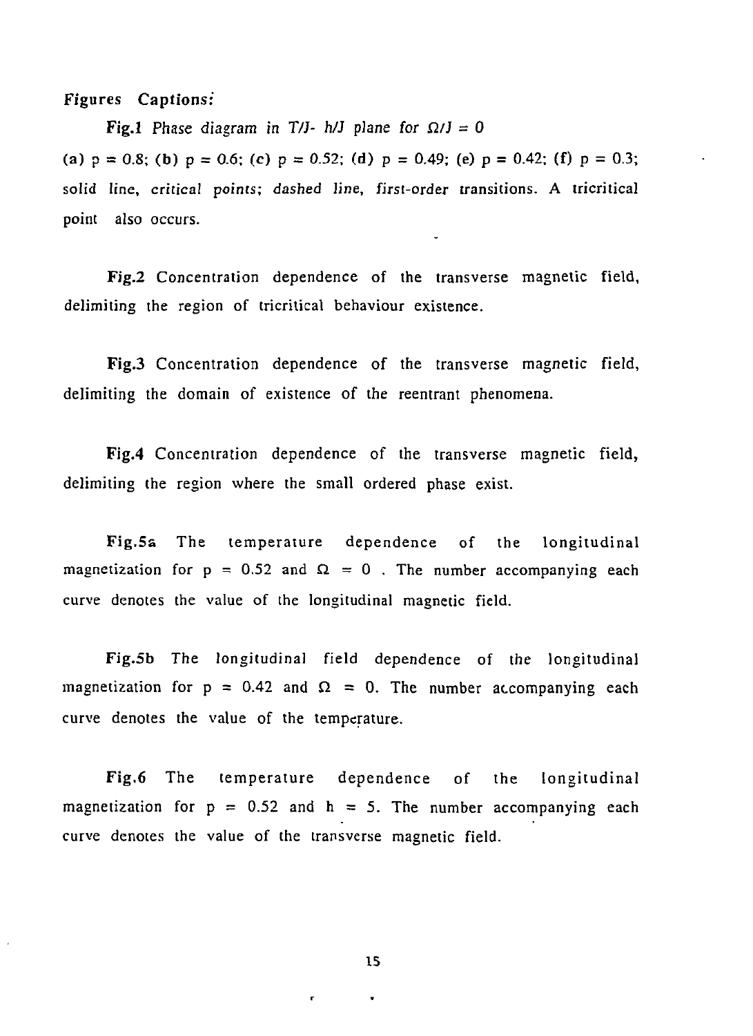*Figures Captions:*

**Fig.1** *Phase diagram in $T/J$- $h/J$ plane for $\Omega/J = 0$*

(a) $p = 0.8$; (b) $p = 0.6$; (c) $p = 0.52$; (d) $p = 0.49$; (e) $p = 0.42$; (f) $p = 0.3$; solid line, *critical points*; *dashed line, first-order transitions.* A tricritical point also occurs.

**Fig.2** Concentration dependence of the transverse magnetic field, delimiting the region of tricritical behaviour existence.

**Fig.3** Concentration dependence of the transverse magnetic field, delimiting the domain of existence of the reentrant phenomena.

**Fig.4** Concentration dependence of the transverse magnetic field, delimiting the region where the small ordered phase exist.

**Fig.5a** The temperature dependence of the longitudinal magnetization for $p = 0.52$ and $\Omega = 0$ . The number accompanying each curve denotes the value of the longitudinal magnetic field.

**Fig.5b** The longitudinal field dependence of the longitudinal magnetization for $p = 0.42$ and $\Omega = 0$. The number accompanying each curve denotes the value of the temperature.

**Fig.6** The temperature dependence of the longitudinal magnetization for $p = 0.52$ and $h = 5$. The number accompanying each curve denotes the value of the transverse magnetic field.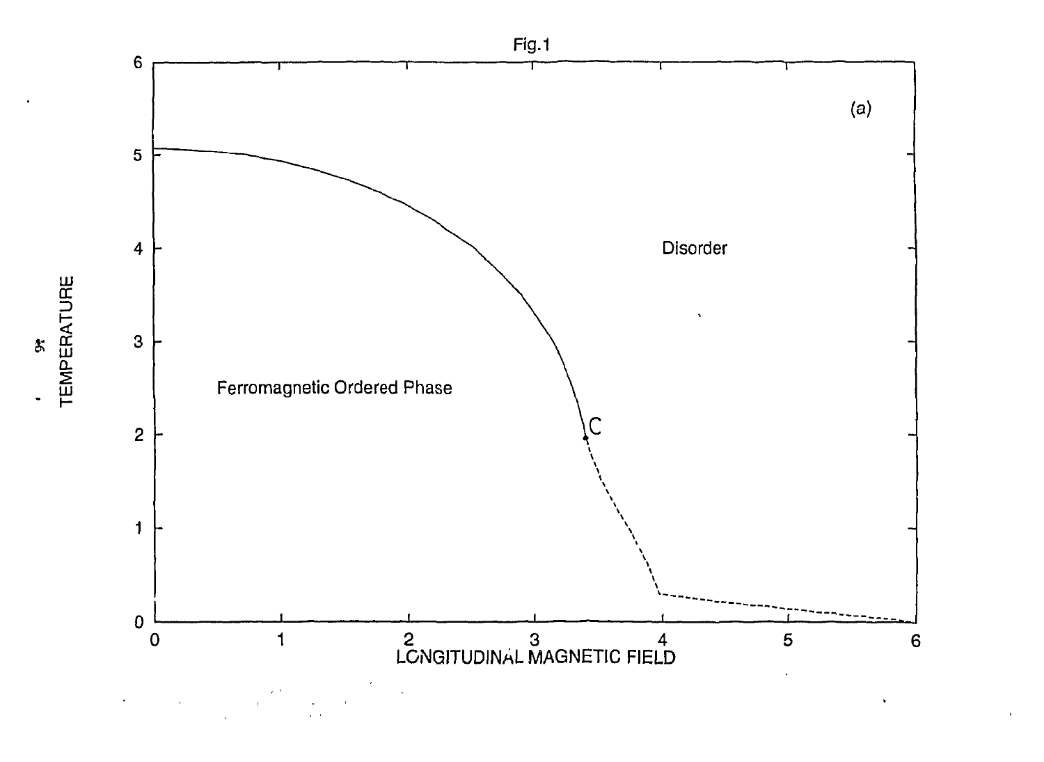Fig.1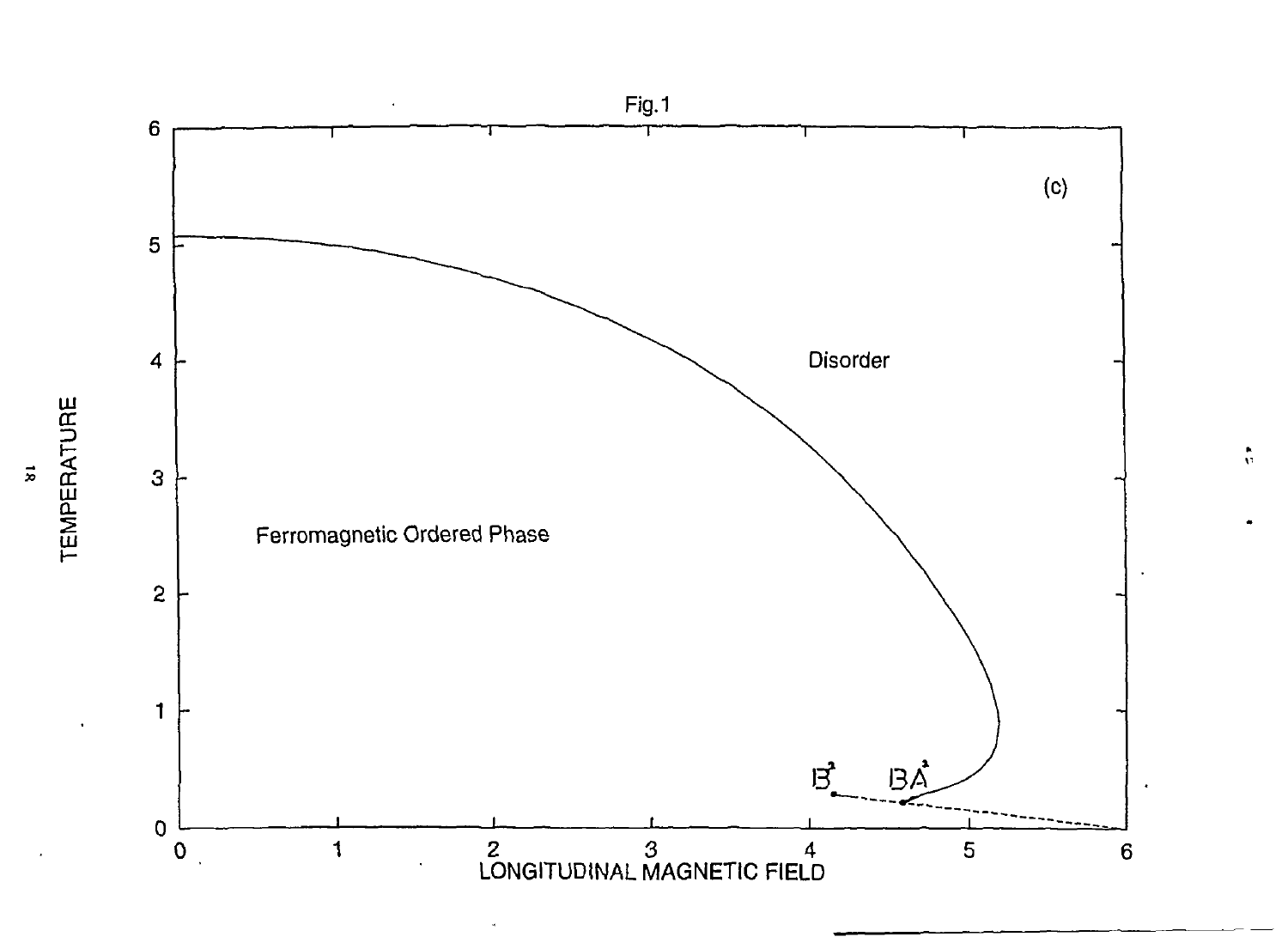Fig.1

(c)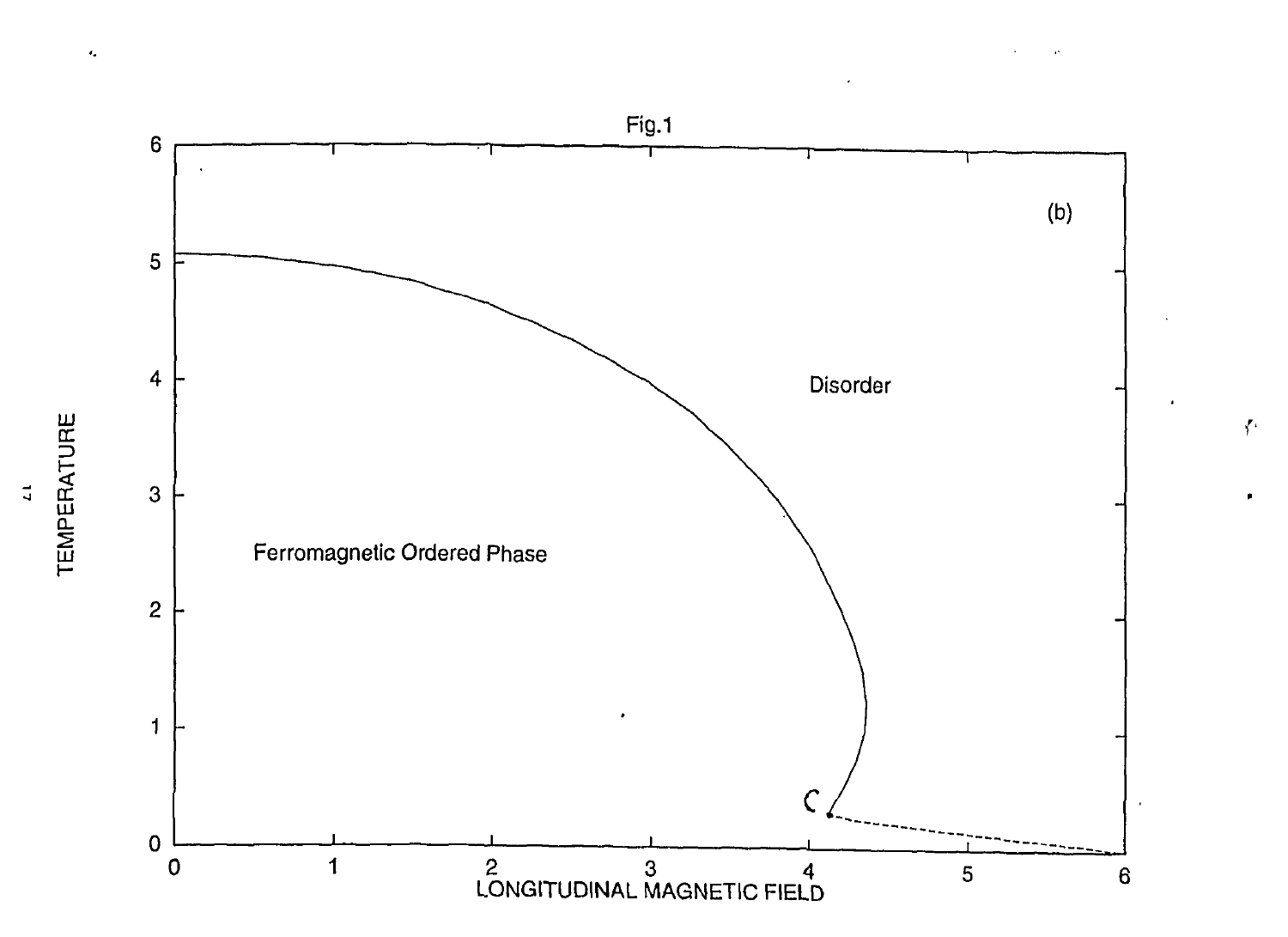Fig.1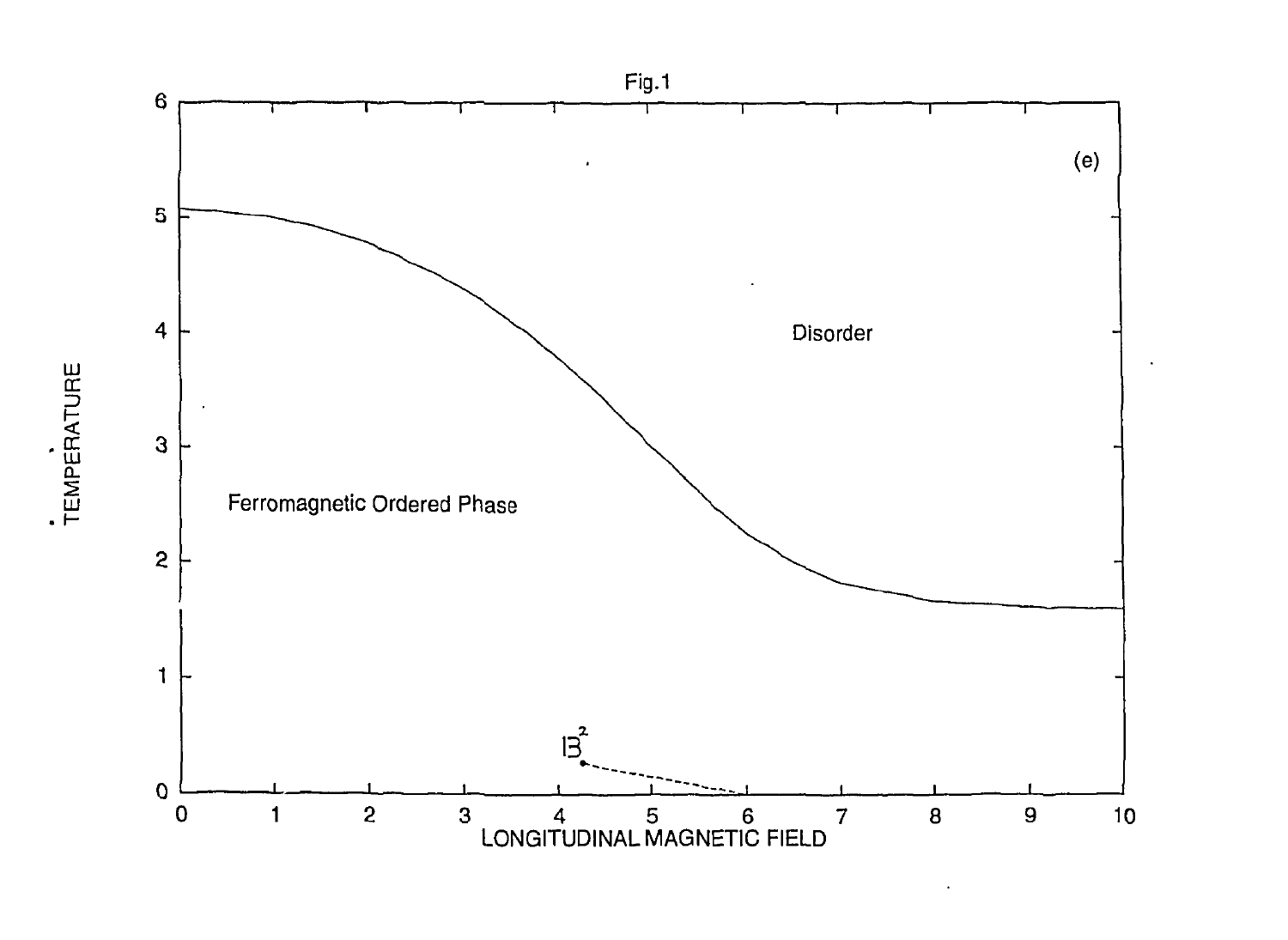Fig.1

(e)

Disorder

Ferromagnetic Ordered Phase

$B^2$

TEMPERATURE

LONGITUDINAL MAGNETIC FIELD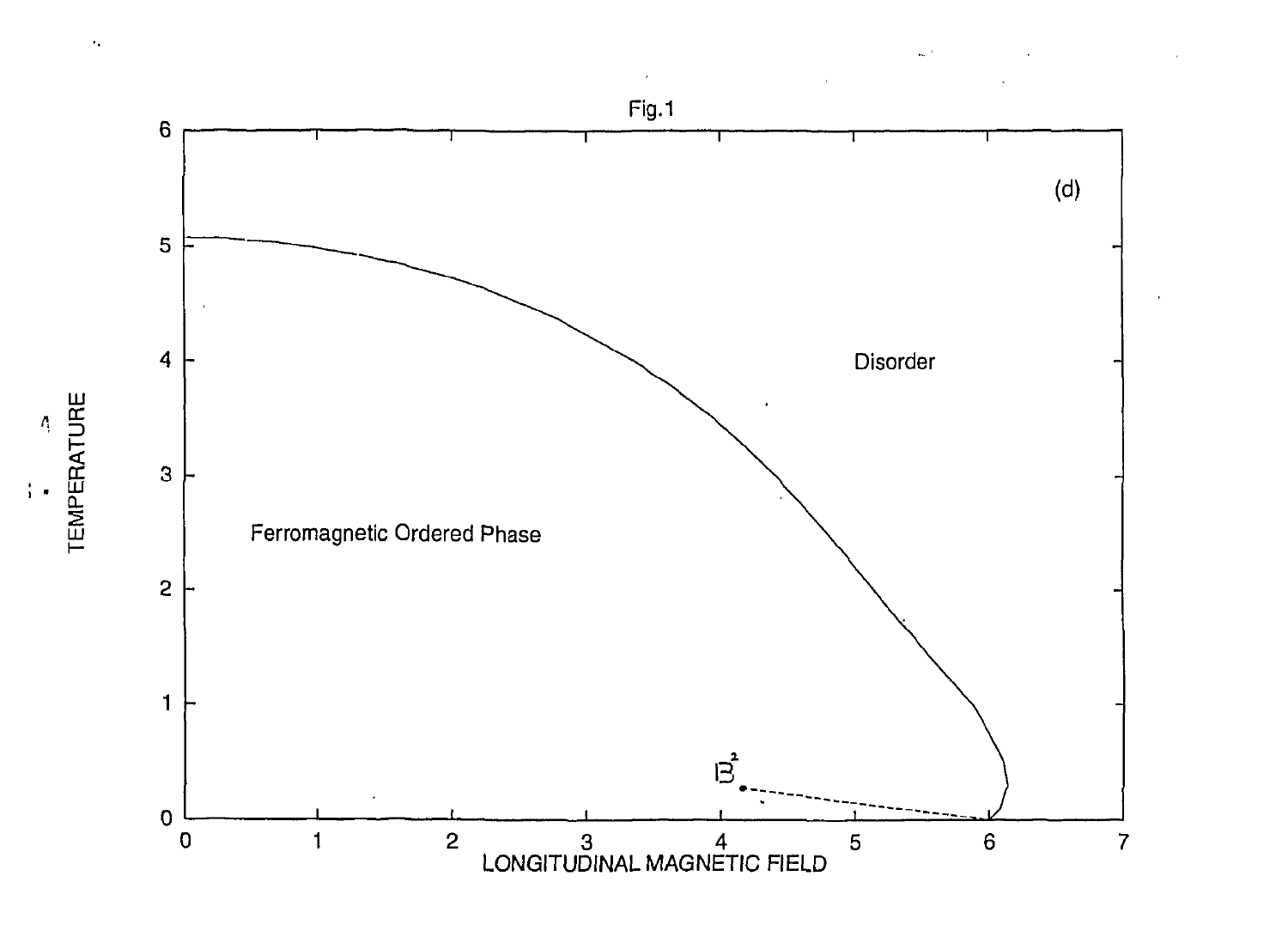Fig.1

(d)

Disorder

Ferromagnetic Ordered Phase

$B^2$

TEMPERATURE

LONGITUDINAL MAGNETIC FIELD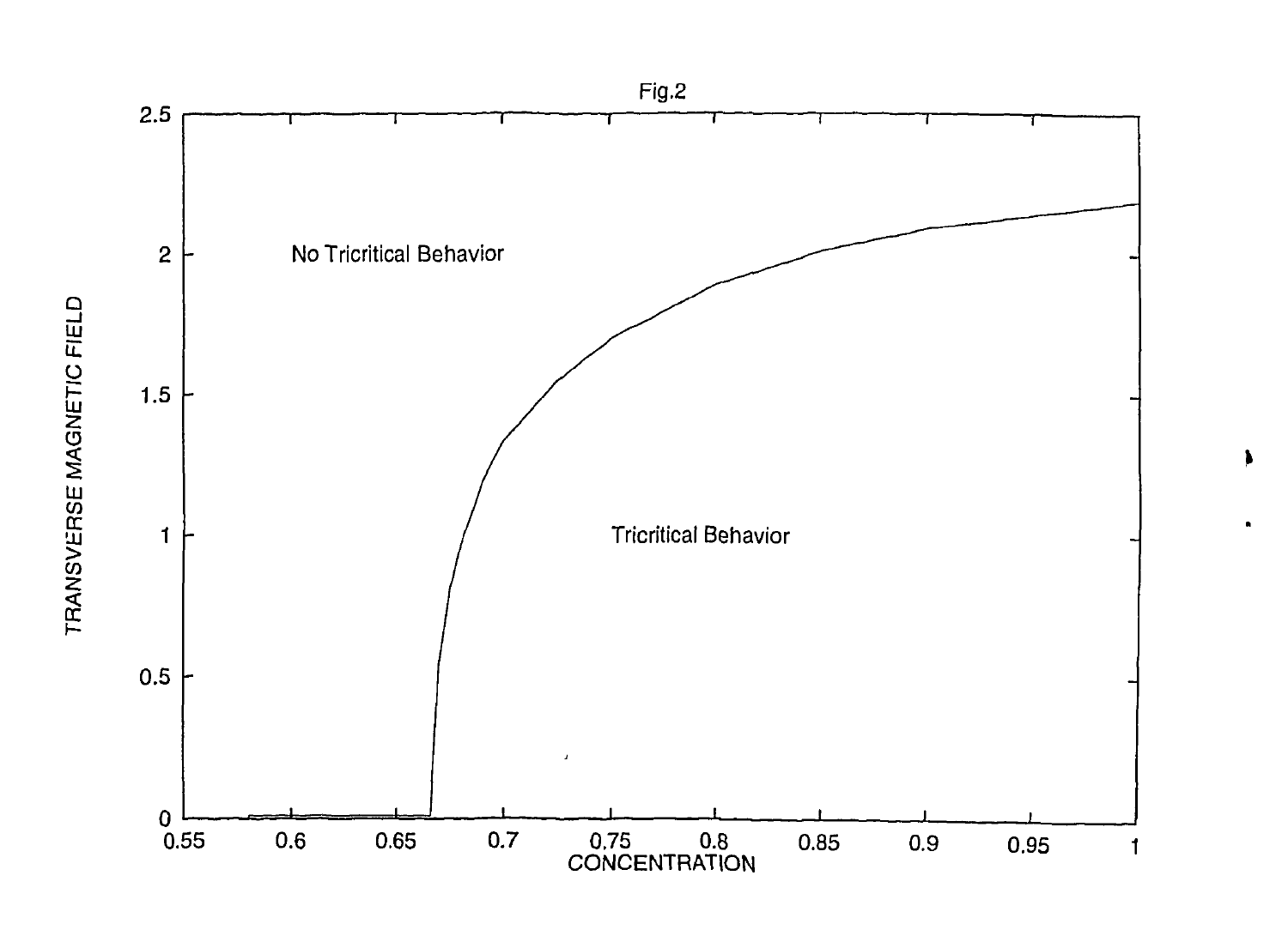Fig.2

No Tricritical Behavior

Tricritical Behavior

TRANSVERSE MAGNETIC FIELD

CONCENTRATION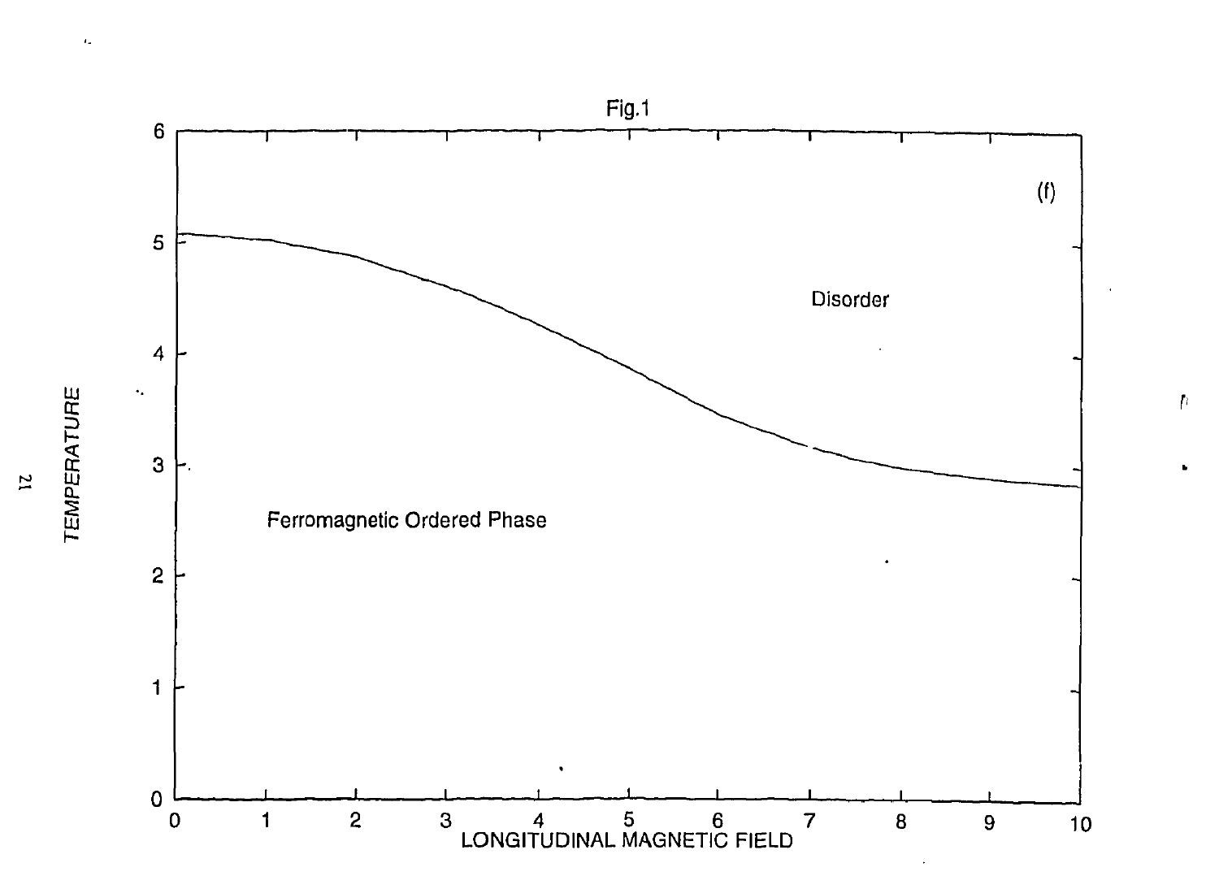Fig.1

(f)

Disorder

Ferromagnetic Ordered Phase

TEMPERATURE

LONGITUDINAL MAGNETIC FIELD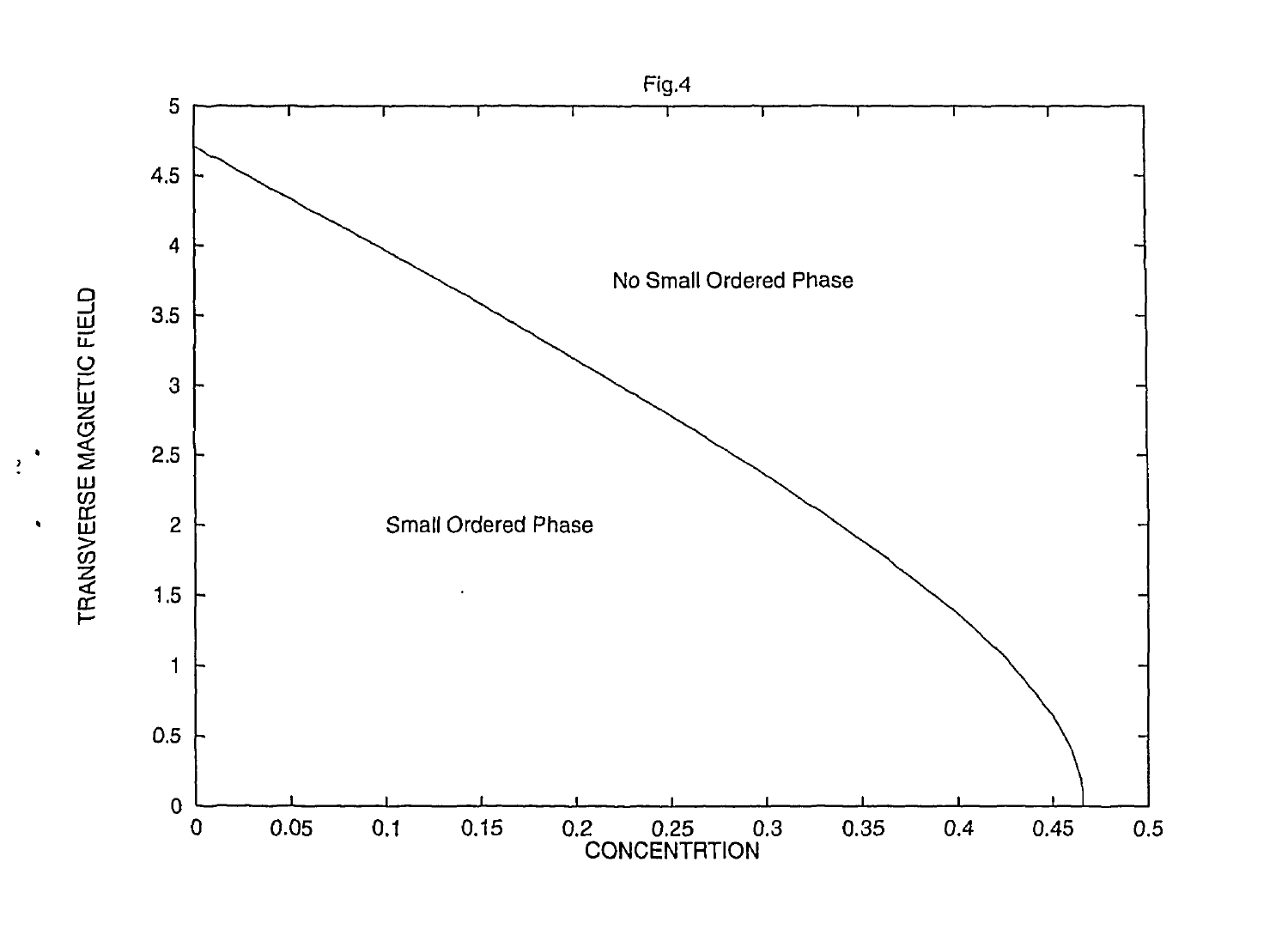Fig.4

No Small Ordered Phase

Small Ordered Phase

TRANSVERSE MAGNETIC FIELD

CONCENTRTION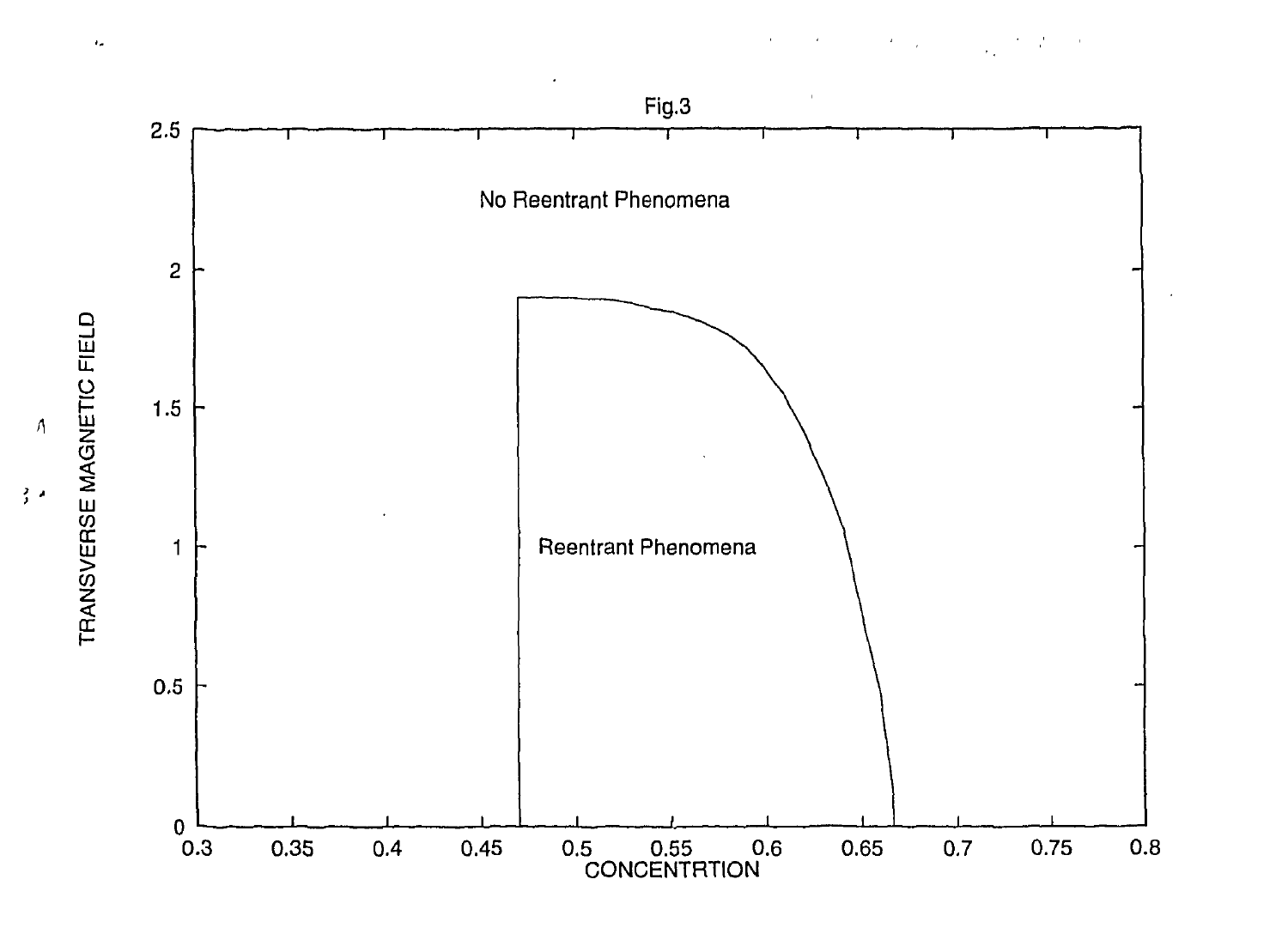Fig.3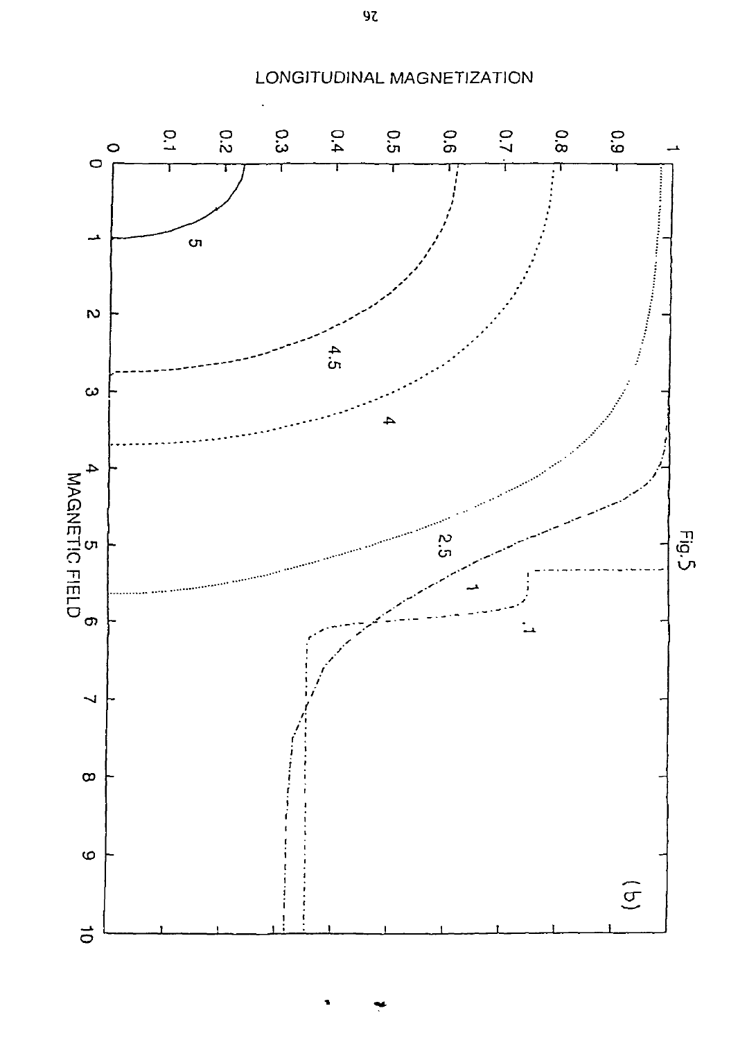LONGITUDINAL MAGNETIZATION

MAGNETIC FIELD

Fig.5

(b)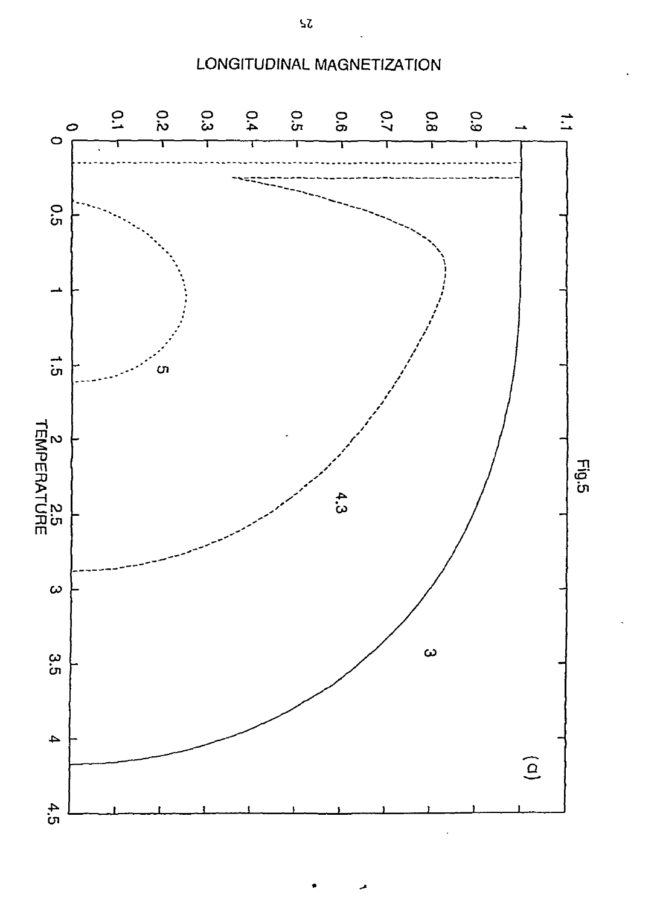Fig.5

(a)

LONGITUDINAL MAGNETIZATION

TEMPERATURE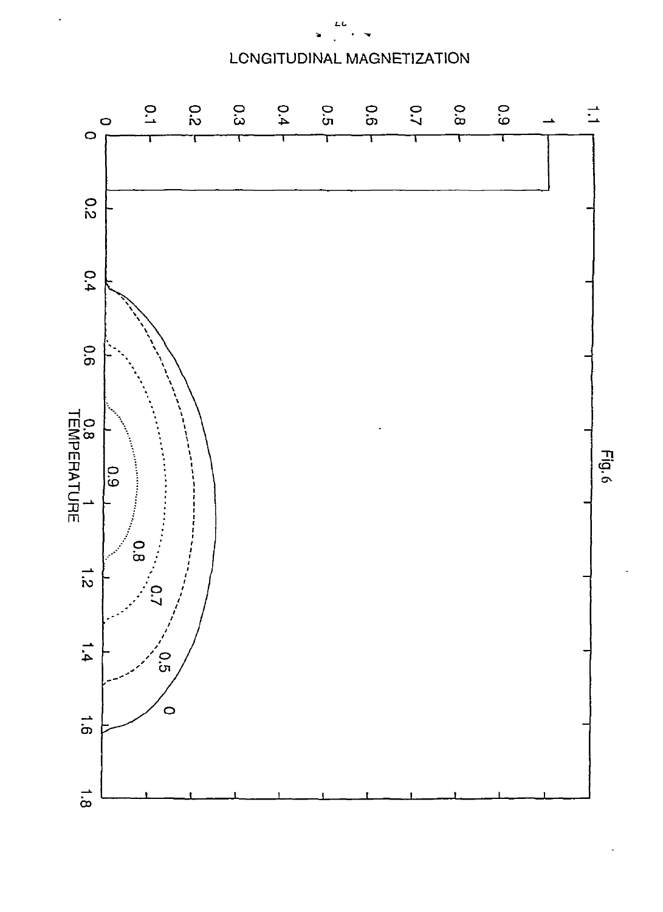Fig.6

LONGITUDINAL MAGNETIZATION

1.1
1
0.9
0.8
0.7
0.6
0.5
0.4
0.3
0.2
0.1
0

0
0.2
0.4
0.6
0.8
1
1.2
1.4
1.6
1.8

TEMPERATURE

0.9
0.8
0.7
0.5
0